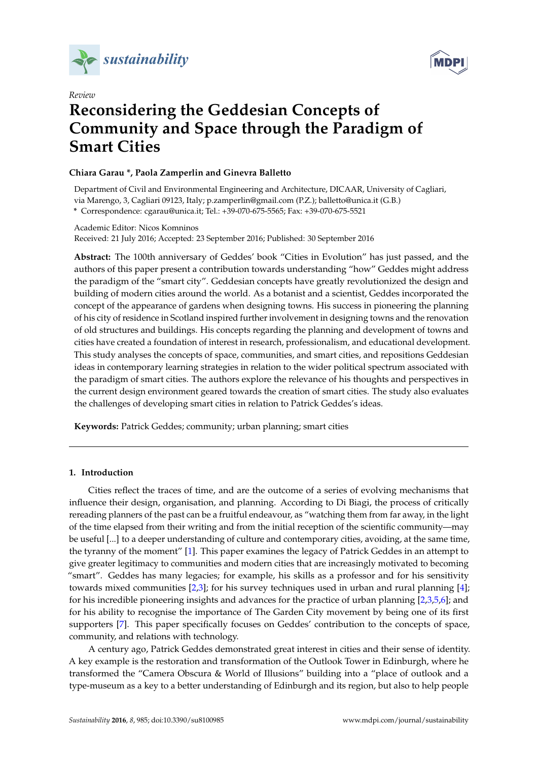*Review*

# Reconsidering the Geddesian Concepts of Community and Space through the Paradigm of Smart Cities

**Chiara Garau \*, Paola Zamperlin and Ginevra Balletto**

Department of Civil and Environmental Engineering and Architecture, DICAAR, University of Cagliari, via Marengo, 3, Cagliari 09123, Italy; p.zamperlin@gmail.com (P.Z.); balletto@unica.it (G.B.)
**\*** Correspondence: cgarau@unica.it; Tel.: +39-070-675-5565; Fax: +39-070-675-5521

Academic Editor: Nicos Komninos
Received: 21 July 2016; Accepted: 23 September 2016; Published: 30 September 2016

**Abstract:** The 100th anniversary of Geddes' book "Cities in Evolution" has just passed, and the authors of this paper present a contribution towards understanding "how" Geddes might address the paradigm of the "smart city". Geddesian concepts have greatly revolutionized the design and building of modern cities around the world. As a botanist and a scientist, Geddes incorporated the concept of the appearance of gardens when designing towns. His success in pioneering the planning of his city of residence in Scotland inspired further involvement in designing towns and the renovation of old structures and buildings. His concepts regarding the planning and development of towns and cities have created a foundation of interest in research, professionalism, and educational development. This study analyses the concepts of space, communities, and smart cities, and repositions Geddesian ideas in contemporary learning strategies in relation to the wider political spectrum associated with the paradigm of smart cities. The authors explore the relevance of his thoughts and perspectives in the current design environment geared towards the creation of smart cities. The study also evaluates the challenges of developing smart cities in relation to Patrick Geddes's ideas.

**Keywords:** Patrick Geddes; community; urban planning; smart cities

## 1. Introduction

Cities reflect the traces of time, and are the outcome of a series of evolving mechanisms that influence their design, organisation, and planning. According to Di Biagi, the process of critically rereading planners of the past can be a fruitful endeavour, as "watching them from far away, in the light of the time elapsed from their writing and from the initial reception of the scientific community—may be useful [...] to a deeper understanding of culture and contemporary cities, avoiding, at the same time, the tyranny of the moment" [1]. This paper examines the legacy of Patrick Geddes in an attempt to give greater legitimacy to communities and modern cities that are increasingly motivated to becoming "smart". Geddes has many legacies; for example, his skills as a professor and for his sensitivity towards mixed communities [2,3]; for his survey techniques used in urban and rural planning [4]; for his incredible pioneering insights and advances for the practice of urban planning [2,3,5,6]; and for his ability to recognise the importance of The Garden City movement by being one of its first supporters [7]. This paper specifically focuses on Geddes' contribution to the concepts of space, community, and relations with technology.

A century ago, Patrick Geddes demonstrated great interest in cities and their sense of identity. A key example is the restoration and transformation of the Outlook Tower in Edinburgh, where he transformed the "Camera Obscura & World of Illusions" building into a "place of outlook and a type-museum as a key to a better understanding of Edinburgh and its region, but also to help people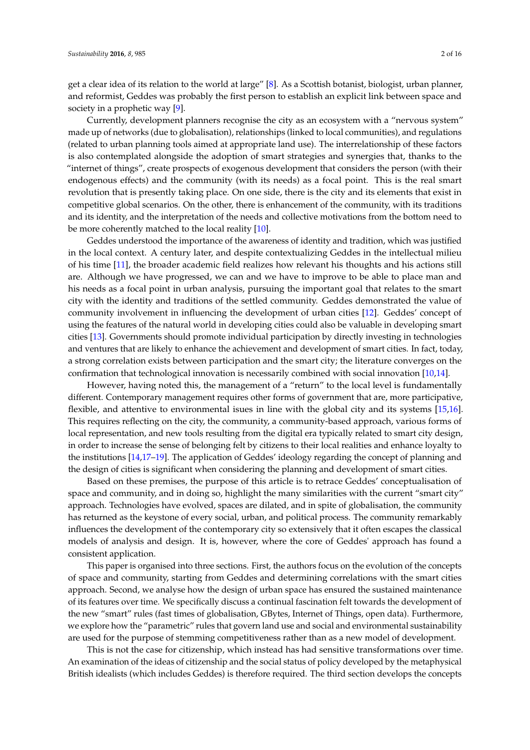get a clear idea of its relation to the world at large" [8]. As a Scottish botanist, biologist, urban planner, and reformist, Geddes was probably the first person to establish an explicit link between space and society in a prophetic way [9].

Currently, development planners recognise the city as an ecosystem with a "nervous system" made up of networks (due to globalisation), relationships (linked to local communities), and regulations (related to urban planning tools aimed at appropriate land use). The interrelationship of these factors is also contemplated alongside the adoption of smart strategies and synergies that, thanks to the "internet of things", create prospects of exogenous development that considers the person (with their endogenous effects) and the community (with its needs) as a focal point. This is the real smart revolution that is presently taking place. On one side, there is the city and its elements that exist in competitive global scenarios. On the other, there is enhancement of the community, with its traditions and its identity, and the interpretation of the needs and collective motivations from the bottom need to be more coherently matched to the local reality [10].

Geddes understood the importance of the awareness of identity and tradition, which was justified in the local context. A century later, and despite contextualizing Geddes in the intellectual milieu of his time [11], the broader academic field realizes how relevant his thoughts and his actions still are. Although we have progressed, we can and we have to improve to be able to place man and his needs as a focal point in urban analysis, pursuing the important goal that relates to the smart city with the identity and traditions of the settled community. Geddes demonstrated the value of community involvement in influencing the development of urban cities [12]. Geddes' concept of using the features of the natural world in developing cities could also be valuable in developing smart cities [13]. Governments should promote individual participation by directly investing in technologies and ventures that are likely to enhance the achievement and development of smart cities. In fact, today, a strong correlation exists between participation and the smart city; the literature converges on the confirmation that technological innovation is necessarily combined with social innovation [10,14].

However, having noted this, the management of a "return" to the local level is fundamentally different. Contemporary management requires other forms of government that are, more participative, flexible, and attentive to environmental isues in line with the global city and its systems [15,16]. This requires reflecting on the city, the community, a community-based approach, various forms of local representation, and new tools resulting from the digital era typically related to smart city design, in order to increase the sense of belonging felt by citizens to their local realities and enhance loyalty to the institutions [14,17–19]. The application of Geddes' ideology regarding the concept of planning and the design of cities is significant when considering the planning and development of smart cities.

Based on these premises, the purpose of this article is to retrace Geddes' conceptualisation of space and community, and in doing so, highlight the many similarities with the current "smart city" approach. Technologies have evolved, spaces are dilated, and in spite of globalisation, the community has returned as the keystone of every social, urban, and political process. The community remarkably influences the development of the contemporary city so extensively that it often escapes the classical models of analysis and design. It is, however, where the core of Geddes' approach has found a consistent application.

This paper is organised into three sections. First, the authors focus on the evolution of the concepts of space and community, starting from Geddes and determining correlations with the smart cities approach. Second, we analyse how the design of urban space has ensured the sustained maintenance of its features over time. We specifically discuss a continual fascination felt towards the development of the new "smart" rules (fast times of globalisation, GBytes, Internet of Things, open data). Furthermore, we explore how the "parametric" rules that govern land use and social and environmental sustainability are used for the purpose of stemming competitiveness rather than as a new model of development.

This is not the case for citizenship, which instead has had sensitive transformations over time. An examination of the ideas of citizenship and the social status of policy developed by the metaphysical British idealists (which includes Geddes) is therefore required. The third section develops the concepts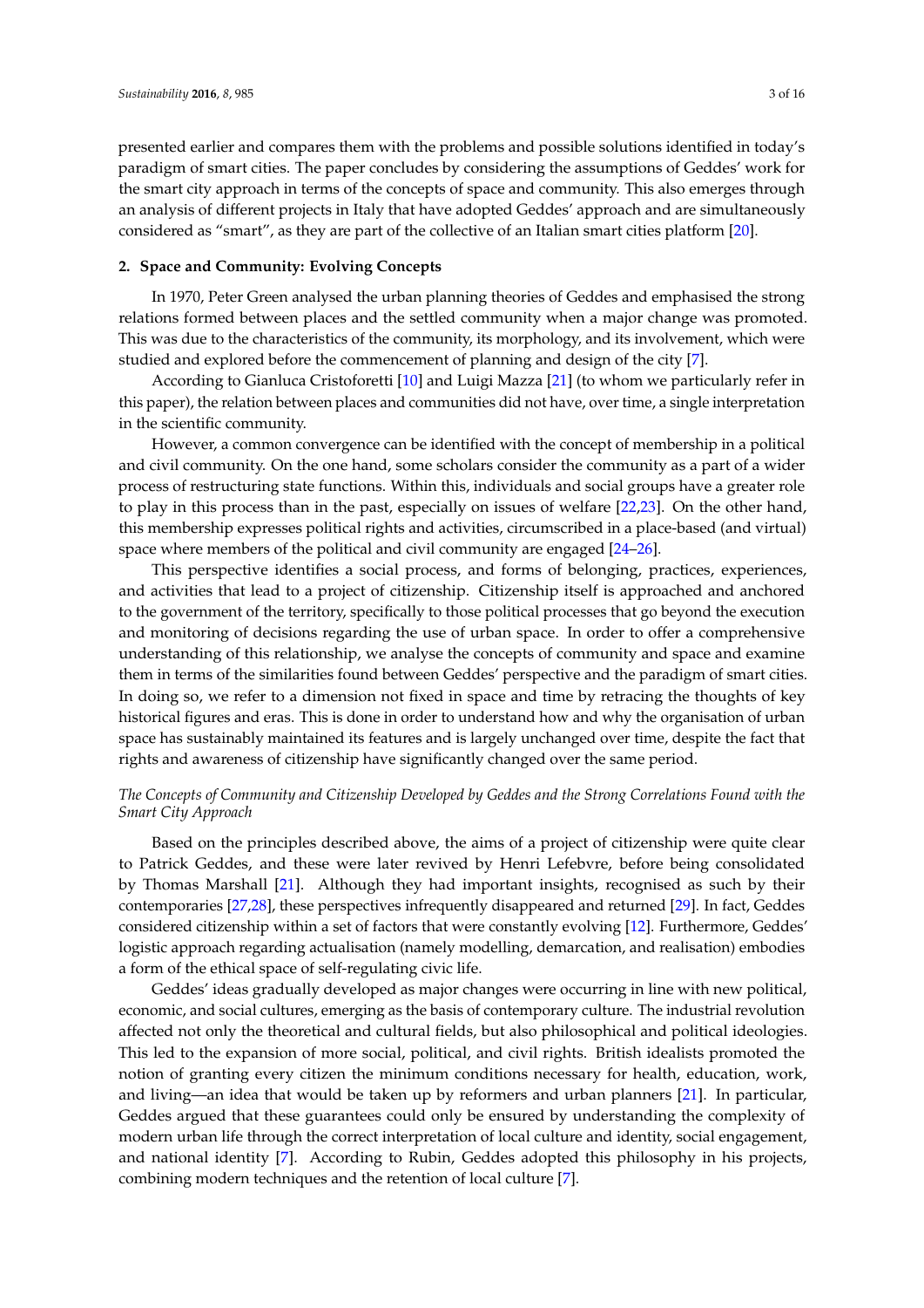presented earlier and compares them with the problems and possible solutions identified in today's paradigm of smart cities. The paper concludes by considering the assumptions of Geddes' work for the smart city approach in terms of the concepts of space and community. This also emerges through an analysis of different projects in Italy that have adopted Geddes' approach and are simultaneously considered as "smart", as they are part of the collective of an Italian smart cities platform [20].

## 2. Space and Community: Evolving Concepts

In 1970, Peter Green analysed the urban planning theories of Geddes and emphasised the strong relations formed between places and the settled community when a major change was promoted. This was due to the characteristics of the community, its morphology, and its involvement, which were studied and explored before the commencement of planning and design of the city [7].

According to Gianluca Cristoforetti [10] and Luigi Mazza [21] (to whom we particularly refer in this paper), the relation between places and communities did not have, over time, a single interpretation in the scientific community.

However, a common convergence can be identified with the concept of membership in a political and civil community. On the one hand, some scholars consider the community as a part of a wider process of restructuring state functions. Within this, individuals and social groups have a greater role to play in this process than in the past, especially on issues of welfare [22,23]. On the other hand, this membership expresses political rights and activities, circumscribed in a place-based (and virtual) space where members of the political and civil community are engaged [24–26].

This perspective identifies a social process, and forms of belonging, practices, experiences, and activities that lead to a project of citizenship. Citizenship itself is approached and anchored to the government of the territory, specifically to those political processes that go beyond the execution and monitoring of decisions regarding the use of urban space. In order to offer a comprehensive understanding of this relationship, we analyse the concepts of community and space and examine them in terms of the similarities found between Geddes' perspective and the paradigm of smart cities. In doing so, we refer to a dimension not fixed in space and time by retracing the thoughts of key historical figures and eras. This is done in order to understand how and why the organisation of urban space has sustainably maintained its features and is largely unchanged over time, despite the fact that rights and awareness of citizenship have significantly changed over the same period.

### *The Concepts of Community and Citizenship Developed by Geddes and the Strong Correlations Found with the Smart City Approach*

Based on the principles described above, the aims of a project of citizenship were quite clear to Patrick Geddes, and these were later revived by Henri Lefebvre, before being consolidated by Thomas Marshall [21]. Although they had important insights, recognised as such by their contemporaries [27,28], these perspectives infrequently disappeared and returned [29]. In fact, Geddes considered citizenship within a set of factors that were constantly evolving [12]. Furthermore, Geddes' logistic approach regarding actualisation (namely modelling, demarcation, and realisation) embodies a form of the ethical space of self-regulating civic life.

Geddes' ideas gradually developed as major changes were occurring in line with new political, economic, and social cultures, emerging as the basis of contemporary culture. The industrial revolution affected not only the theoretical and cultural fields, but also philosophical and political ideologies. This led to the expansion of more social, political, and civil rights. British idealists promoted the notion of granting every citizen the minimum conditions necessary for health, education, work, and living—an idea that would be taken up by reformers and urban planners [21]. In particular, Geddes argued that these guarantees could only be ensured by understanding the complexity of modern urban life through the correct interpretation of local culture and identity, social engagement, and national identity [7]. According to Rubin, Geddes adopted this philosophy in his projects, combining modern techniques and the retention of local culture [7].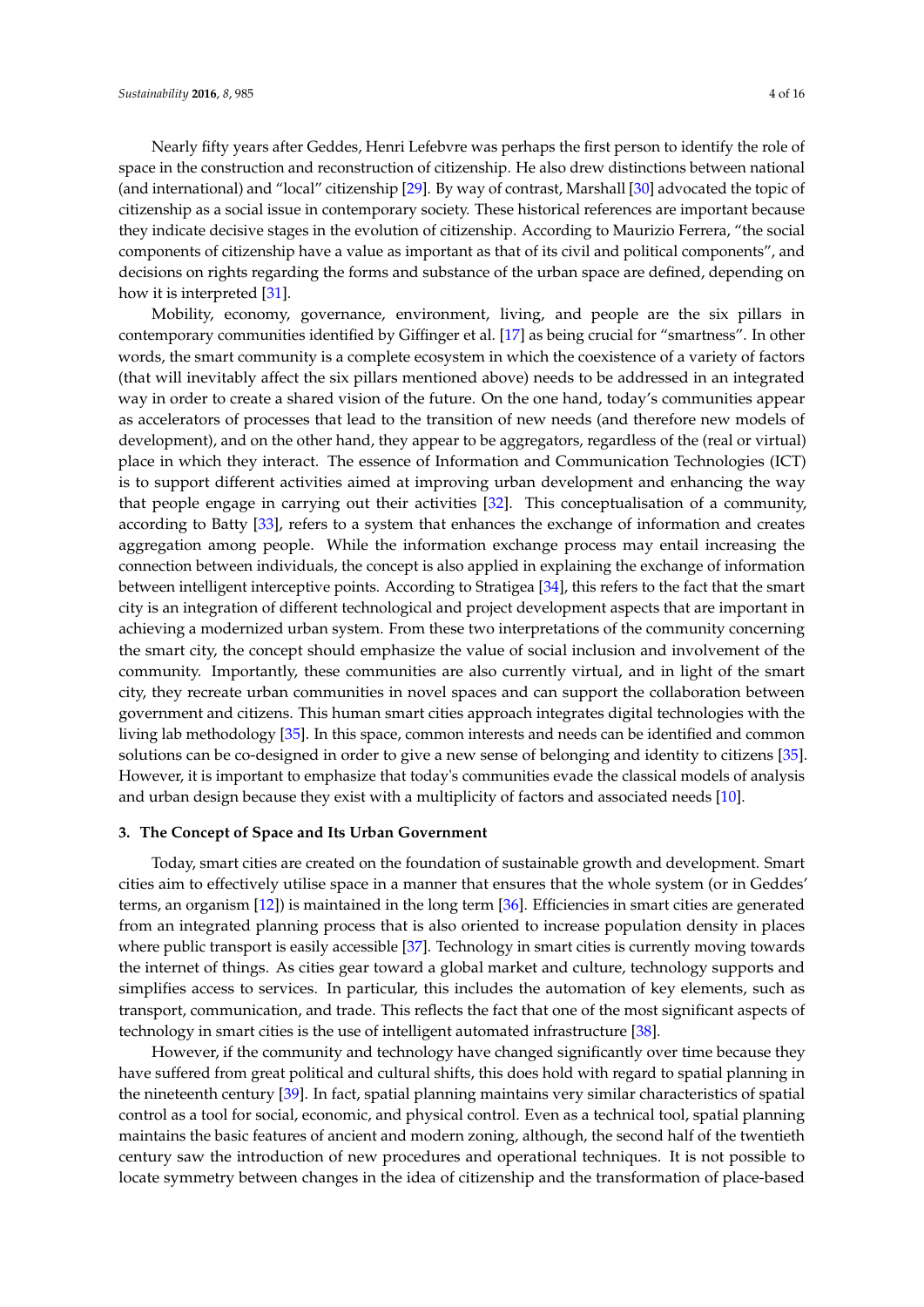Nearly fifty years after Geddes, Henri Lefebvre was perhaps the first person to identify the role of space in the construction and reconstruction of citizenship. He also drew distinctions between national (and international) and "local" citizenship [29]. By way of contrast, Marshall [30] advocated the topic of citizenship as a social issue in contemporary society. These historical references are important because they indicate decisive stages in the evolution of citizenship. According to Maurizio Ferrera, "the social components of citizenship have a value as important as that of its civil and political components", and decisions on rights regarding the forms and substance of the urban space are defined, depending on how it is interpreted [31].

Mobility, economy, governance, environment, living, and people are the six pillars in contemporary communities identified by Giffinger et al. [17] as being crucial for "smartness". In other words, the smart community is a complete ecosystem in which the coexistence of a variety of factors (that will inevitably affect the six pillars mentioned above) needs to be addressed in an integrated way in order to create a shared vision of the future. On the one hand, today's communities appear as accelerators of processes that lead to the transition of new needs (and therefore new models of development), and on the other hand, they appear to be aggregators, regardless of the (real or virtual) place in which they interact. The essence of Information and Communication Technologies (ICT) is to support different activities aimed at improving urban development and enhancing the way that people engage in carrying out their activities [32]. This conceptualisation of a community, according to Batty [33], refers to a system that enhances the exchange of information and creates aggregation among people. While the information exchange process may entail increasing the connection between individuals, the concept is also applied in explaining the exchange of information between intelligent interceptive points. According to Stratigea [34], this refers to the fact that the smart city is an integration of different technological and project development aspects that are important in achieving a modernized urban system. From these two interpretations of the community concerning the smart city, the concept should emphasize the value of social inclusion and involvement of the community. Importantly, these communities are also currently virtual, and in light of the smart city, they recreate urban communities in novel spaces and can support the collaboration between government and citizens. This human smart cities approach integrates digital technologies with the living lab methodology [35]. In this space, common interests and needs can be identified and common solutions can be co-designed in order to give a new sense of belonging and identity to citizens [35]. However, it is important to emphasize that today's communities evade the classical models of analysis and urban design because they exist with a multiplicity of factors and associated needs [10].

## 3. The Concept of Space and Its Urban Government

Today, smart cities are created on the foundation of sustainable growth and development. Smart cities aim to effectively utilise space in a manner that ensures that the whole system (or in Geddes' terms, an organism [12]) is maintained in the long term [36]. Efficiencies in smart cities are generated from an integrated planning process that is also oriented to increase population density in places where public transport is easily accessible [37]. Technology in smart cities is currently moving towards the internet of things. As cities gear toward a global market and culture, technology supports and simplifies access to services. In particular, this includes the automation of key elements, such as transport, communication, and trade. This reflects the fact that one of the most significant aspects of technology in smart cities is the use of intelligent automated infrastructure [38].

However, if the community and technology have changed significantly over time because they have suffered from great political and cultural shifts, this does hold with regard to spatial planning in the nineteenth century [39]. In fact, spatial planning maintains very similar characteristics of spatial control as a tool for social, economic, and physical control. Even as a technical tool, spatial planning maintains the basic features of ancient and modern zoning, although, the second half of the twentieth century saw the introduction of new procedures and operational techniques. It is not possible to locate symmetry between changes in the idea of citizenship and the transformation of place-based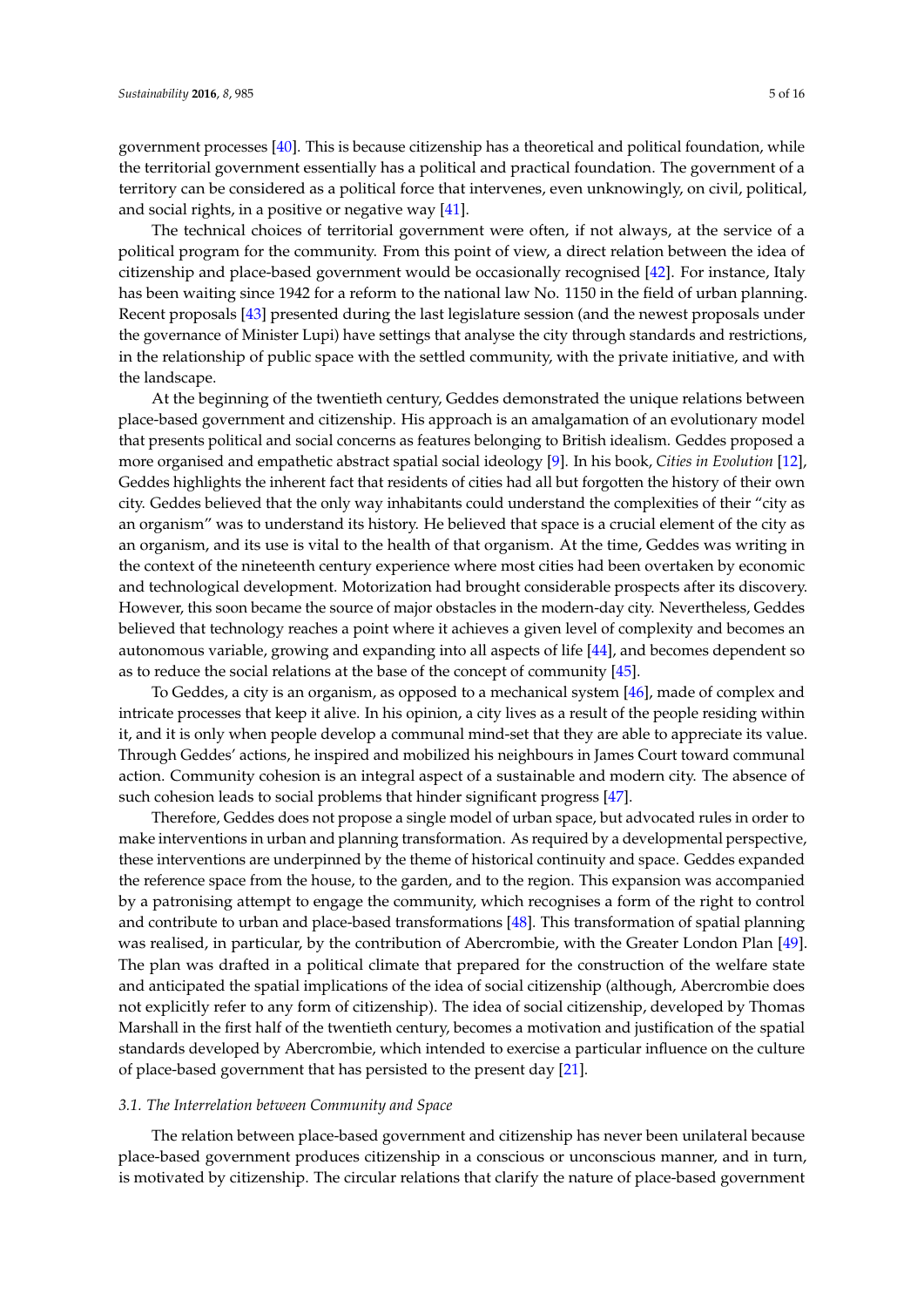government processes [40]. This is because citizenship has a theoretical and political foundation, while the territorial government essentially has a political and practical foundation. The government of a territory can be considered as a political force that intervenes, even unknowingly, on civil, political, and social rights, in a positive or negative way [41].

The technical choices of territorial government were often, if not always, at the service of a political program for the community. From this point of view, a direct relation between the idea of citizenship and place-based government would be occasionally recognised [42]. For instance, Italy has been waiting since 1942 for a reform to the national law No. 1150 in the field of urban planning. Recent proposals [43] presented during the last legislature session (and the newest proposals under the governance of Minister Lupi) have settings that analyse the city through standards and restrictions, in the relationship of public space with the settled community, with the private initiative, and with the landscape.

At the beginning of the twentieth century, Geddes demonstrated the unique relations between place-based government and citizenship. His approach is an amalgamation of an evolutionary model that presents political and social concerns as features belonging to British idealism. Geddes proposed a more organised and empathetic abstract spatial social ideology [9]. In his book, *Cities in Evolution* [12], Geddes highlights the inherent fact that residents of cities had all but forgotten the history of their own city. Geddes believed that the only way inhabitants could understand the complexities of their "city as an organism" was to understand its history. He believed that space is a crucial element of the city as an organism, and its use is vital to the health of that organism. At the time, Geddes was writing in the context of the nineteenth century experience where most cities had been overtaken by economic and technological development. Motorization had brought considerable prospects after its discovery. However, this soon became the source of major obstacles in the modern-day city. Nevertheless, Geddes believed that technology reaches a point where it achieves a given level of complexity and becomes an autonomous variable, growing and expanding into all aspects of life [44], and becomes dependent so as to reduce the social relations at the base of the concept of community [45].

To Geddes, a city is an organism, as opposed to a mechanical system [46], made of complex and intricate processes that keep it alive. In his opinion, a city lives as a result of the people residing within it, and it is only when people develop a communal mind-set that they are able to appreciate its value. Through Geddes' actions, he inspired and mobilized his neighbours in James Court toward communal action. Community cohesion is an integral aspect of a sustainable and modern city. The absence of such cohesion leads to social problems that hinder significant progress [47].

Therefore, Geddes does not propose a single model of urban space, but advocated rules in order to make interventions in urban and planning transformation. As required by a developmental perspective, these interventions are underpinned by the theme of historical continuity and space. Geddes expanded the reference space from the house, to the garden, and to the region. This expansion was accompanied by a patronising attempt to engage the community, which recognises a form of the right to control and contribute to urban and place-based transformations [48]. This transformation of spatial planning was realised, in particular, by the contribution of Abercrombie, with the Greater London Plan [49]. The plan was drafted in a political climate that prepared for the construction of the welfare state and anticipated the spatial implications of the idea of social citizenship (although, Abercrombie does not explicitly refer to any form of citizenship). The idea of social citizenship, developed by Thomas Marshall in the first half of the twentieth century, becomes a motivation and justification of the spatial standards developed by Abercrombie, which intended to exercise a particular influence on the culture of place-based government that has persisted to the present day [21].

### *3.1. The Interrelation between Community and Space*

The relation between place-based government and citizenship has never been unilateral because place-based government produces citizenship in a conscious or unconscious manner, and in turn, is motivated by citizenship. The circular relations that clarify the nature of place-based government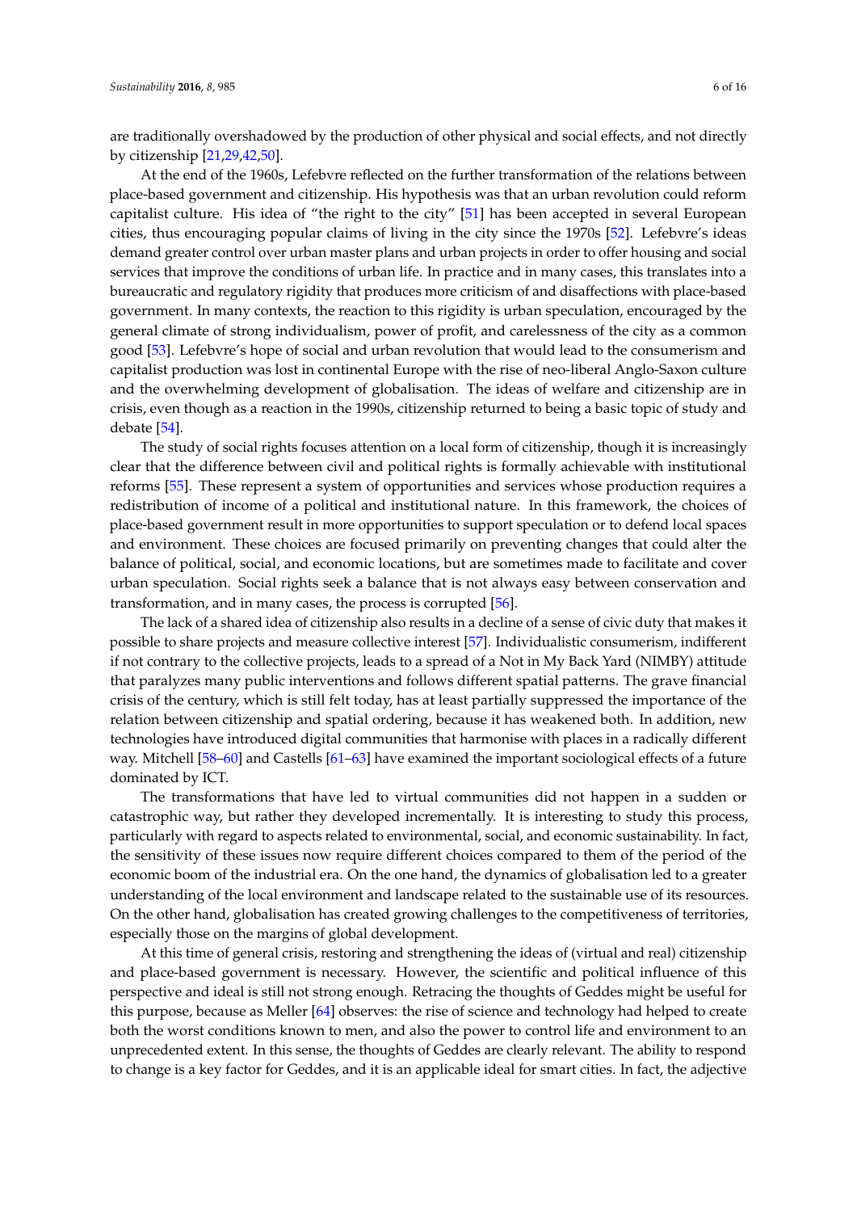are traditionally overshadowed by the production of other physical and social effects, and not directly by citizenship [21,29,42,50].

At the end of the 1960s, Lefebvre reflected on the further transformation of the relations between place-based government and citizenship. His hypothesis was that an urban revolution could reform capitalist culture. His idea of "the right to the city" [51] has been accepted in several European cities, thus encouraging popular claims of living in the city since the 1970s [52]. Lefebvre's ideas demand greater control over urban master plans and urban projects in order to offer housing and social services that improve the conditions of urban life. In practice and in many cases, this translates into a bureaucratic and regulatory rigidity that produces more criticism of and disaffections with place-based government. In many contexts, the reaction to this rigidity is urban speculation, encouraged by the general climate of strong individualism, power of profit, and carelessness of the city as a common good [53]. Lefebvre's hope of social and urban revolution that would lead to the consumerism and capitalist production was lost in continental Europe with the rise of neo-liberal Anglo-Saxon culture and the overwhelming development of globalisation. The ideas of welfare and citizenship are in crisis, even though as a reaction in the 1990s, citizenship returned to being a basic topic of study and debate [54].

The study of social rights focuses attention on a local form of citizenship, though it is increasingly clear that the difference between civil and political rights is formally achievable with institutional reforms [55]. These represent a system of opportunities and services whose production requires a redistribution of income of a political and institutional nature. In this framework, the choices of place-based government result in more opportunities to support speculation or to defend local spaces and environment. These choices are focused primarily on preventing changes that could alter the balance of political, social, and economic locations, but are sometimes made to facilitate and cover urban speculation. Social rights seek a balance that is not always easy between conservation and transformation, and in many cases, the process is corrupted [56].

The lack of a shared idea of citizenship also results in a decline of a sense of civic duty that makes it possible to share projects and measure collective interest [57]. Individualistic consumerism, indifferent if not contrary to the collective projects, leads to a spread of a Not in My Back Yard (NIMBY) attitude that paralyzes many public interventions and follows different spatial patterns. The grave financial crisis of the century, which is still felt today, has at least partially suppressed the importance of the relation between citizenship and spatial ordering, because it has weakened both. In addition, new technologies have introduced digital communities that harmonise with places in a radically different way. Mitchell [58–60] and Castells [61–63] have examined the important sociological effects of a future dominated by ICT.

The transformations that have led to virtual communities did not happen in a sudden or catastrophic way, but rather they developed incrementally. It is interesting to study this process, particularly with regard to aspects related to environmental, social, and economic sustainability. In fact, the sensitivity of these issues now require different choices compared to them of the period of the economic boom of the industrial era. On the one hand, the dynamics of globalisation led to a greater understanding of the local environment and landscape related to the sustainable use of its resources. On the other hand, globalisation has created growing challenges to the competitiveness of territories, especially those on the margins of global development.

At this time of general crisis, restoring and strengthening the ideas of (virtual and real) citizenship and place-based government is necessary. However, the scientific and political influence of this perspective and ideal is still not strong enough. Retracing the thoughts of Geddes might be useful for this purpose, because as Meller [64] observes: the rise of science and technology had helped to create both the worst conditions known to men, and also the power to control life and environment to an unprecedented extent. In this sense, the thoughts of Geddes are clearly relevant. The ability to respond to change is a key factor for Geddes, and it is an applicable ideal for smart cities. In fact, the adjective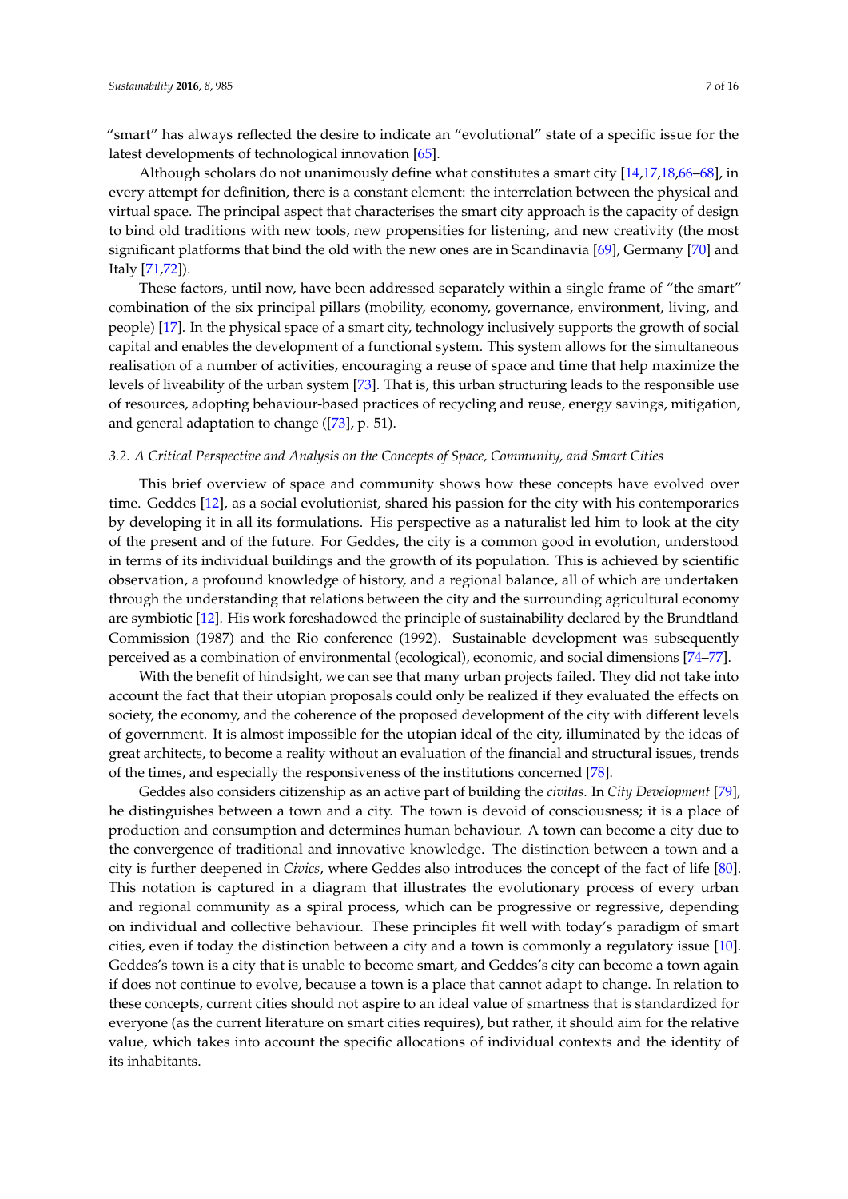"smart" has always reflected the desire to indicate an "evolutional" state of a specific issue for the latest developments of technological innovation [65].

Although scholars do not unanimously define what constitutes a smart city [14,17,18,66–68], in every attempt for definition, there is a constant element: the interrelation between the physical and virtual space. The principal aspect that characterises the smart city approach is the capacity of design to bind old traditions with new tools, new propensities for listening, and new creativity (the most significant platforms that bind the old with the new ones are in Scandinavia [69], Germany [70] and Italy [71,72]).

These factors, until now, have been addressed separately within a single frame of "the smart" combination of the six principal pillars (mobility, economy, governance, environment, living, and people) [17]. In the physical space of a smart city, technology inclusively supports the growth of social capital and enables the development of a functional system. This system allows for the simultaneous realisation of a number of activities, encouraging a reuse of space and time that help maximize the levels of liveability of the urban system [73]. That is, this urban structuring leads to the responsible use of resources, adopting behaviour-based practices of recycling and reuse, energy savings, mitigation, and general adaptation to change ([73], p. 51).

### 3.2. A Critical Perspective and Analysis on the Concepts of Space, Community, and Smart Cities

This brief overview of space and community shows how these concepts have evolved over time. Geddes [12], as a social evolutionist, shared his passion for the city with his contemporaries by developing it in all its formulations. His perspective as a naturalist led him to look at the city of the present and of the future. For Geddes, the city is a common good in evolution, understood in terms of its individual buildings and the growth of its population. This is achieved by scientific observation, a profound knowledge of history, and a regional balance, all of which are undertaken through the understanding that relations between the city and the surrounding agricultural economy are symbiotic [12]. His work foreshadowed the principle of sustainability declared by the Brundtland Commission (1987) and the Rio conference (1992). Sustainable development was subsequently perceived as a combination of environmental (ecological), economic, and social dimensions [74–77].

With the benefit of hindsight, we can see that many urban projects failed. They did not take into account the fact that their utopian proposals could only be realized if they evaluated the effects on society, the economy, and the coherence of the proposed development of the city with different levels of government. It is almost impossible for the utopian ideal of the city, illuminated by the ideas of great architects, to become a reality without an evaluation of the financial and structural issues, trends of the times, and especially the responsiveness of the institutions concerned [78].

Geddes also considers citizenship as an active part of building the *civitas*. In *City Development* [79], he distinguishes between a town and a city. The town is devoid of consciousness; it is a place of production and consumption and determines human behaviour. A town can become a city due to the convergence of traditional and innovative knowledge. The distinction between a town and a city is further deepened in *Civics*, where Geddes also introduces the concept of the fact of life [80]. This notation is captured in a diagram that illustrates the evolutionary process of every urban and regional community as a spiral process, which can be progressive or regressive, depending on individual and collective behaviour. These principles fit well with today's paradigm of smart cities, even if today the distinction between a city and a town is commonly a regulatory issue [10]. Geddes's town is a city that is unable to become smart, and Geddes's city can become a town again if does not continue to evolve, because a town is a place that cannot adapt to change. In relation to these concepts, current cities should not aspire to an ideal value of smartness that is standardized for everyone (as the current literature on smart cities requires), but rather, it should aim for the relative value, which takes into account the specific allocations of individual contexts and the identity of its inhabitants.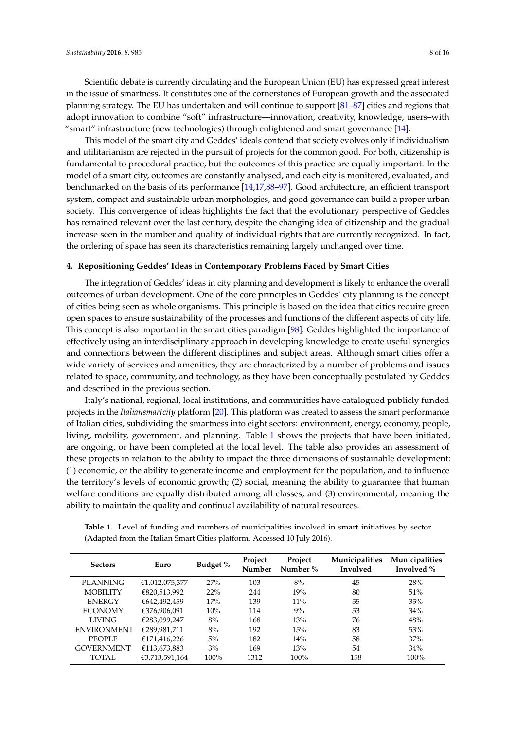Scientific debate is currently circulating and the European Union (EU) has expressed great interest in the issue of smartness. It constitutes one of the cornerstones of European growth and the associated planning strategy. The EU has undertaken and will continue to support [81–87] cities and regions that adopt innovation to combine "soft" infrastructure—innovation, creativity, knowledge, users–with "smart" infrastructure (new technologies) through enlightened and smart governance [14].

This model of the smart city and Geddes' ideals contend that society evolves only if individualism and utilitarianism are rejected in the pursuit of projects for the common good. For both, citizenship is fundamental to procedural practice, but the outcomes of this practice are equally important. In the model of a smart city, outcomes are constantly analysed, and each city is monitored, evaluated, and benchmarked on the basis of its performance [14,17,88–97]. Good architecture, an efficient transport system, compact and sustainable urban morphologies, and good governance can build a proper urban society. This convergence of ideas highlights the fact that the evolutionary perspective of Geddes has remained relevant over the last century, despite the changing idea of citizenship and the gradual increase seen in the number and quality of individual rights that are currently recognized. In fact, the ordering of space has seen its characteristics remaining largely unchanged over time.

## 4. Repositioning Geddes' Ideas in Contemporary Problems Faced by Smart Cities

The integration of Geddes' ideas in city planning and development is likely to enhance the overall outcomes of urban development. One of the core principles in Geddes' city planning is the concept of cities being seen as whole organisms. This principle is based on the idea that cities require green open spaces to ensure sustainability of the processes and functions of the different aspects of city life. This concept is also important in the smart cities paradigm [98]. Geddes highlighted the importance of effectively using an interdisciplinary approach in developing knowledge to create useful synergies and connections between the different disciplines and subject areas. Although smart cities offer a wide variety of services and amenities, they are characterized by a number of problems and issues related to space, community, and technology, as they have been conceptually postulated by Geddes and described in the previous section.

Italy's national, regional, local institutions, and communities have catalogued publicly funded projects in the *Italiansmartcity* platform [20]. This platform was created to assess the smart performance of Italian cities, subdividing the smartness into eight sectors: environment, energy, economy, people, living, mobility, government, and planning. Table 1 shows the projects that have been initiated, are ongoing, or have been completed at the local level. The table also provides an assessment of these projects in relation to the ability to impact the three dimensions of sustainable development: (1) economic, or the ability to generate income and employment for the population, and to influence the territory's levels of economic growth; (2) social, meaning the ability to guarantee that human welfare conditions are equally distributed among all classes; and (3) environmental, meaning the ability to maintain the quality and continual availability of natural resources.

**Table 1.** Level of funding and numbers of municipalities involved in smart initiatives by sector (Adapted from the Italian Smart Cities platform. Accessed 10 July 2016).

| Sectors | Euro | Budget % | Project Number | Project Number % | Municipalities Involved | Municipalities Involved % |
|---|---|---|---|---|---|---|
| PLANNING | €1,012,075,377 | 27% | 103 | 8% | 45 | 28% |
| MOBILITY | €820,513,992 | 22% | 244 | 19% | 80 | 51% |
| ENERGY | €642,492,459 | 17% | 139 | 11% | 55 | 35% |
| ECONOMY | €376,906,091 | 10% | 114 | 9% | 53 | 34% |
| LIVING | €283,099,247 | 8% | 168 | 13% | 76 | 48% |
| ENVIRONMENT | €289,981,711 | 8% | 192 | 15% | 83 | 53% |
| PEOPLE | €171,416,226 | 5% | 182 | 14% | 58 | 37% |
| GOVERNMENT | €113,673,883 | 3% | 169 | 13% | 54 | 34% |
| TOTAL | €3,713,591,164 | 100% | 1312 | 100% | 158 | 100% |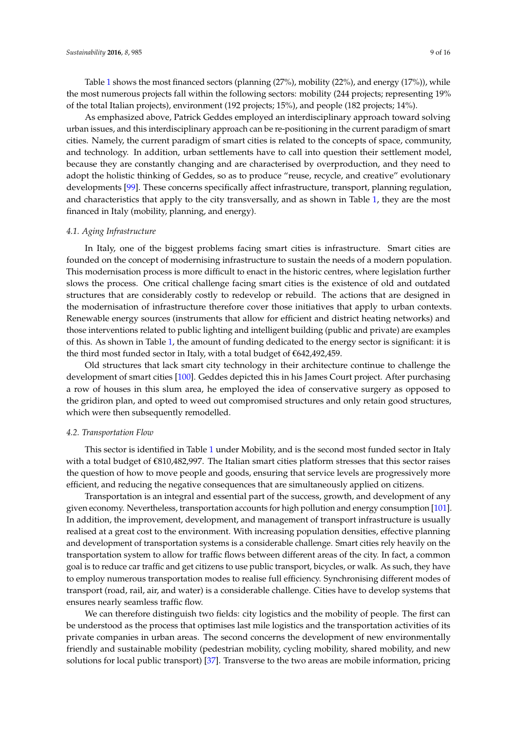Table 1 shows the most financed sectors (planning (27%), mobility (22%), and energy (17%)), while the most numerous projects fall within the following sectors: mobility (244 projects; representing 19% of the total Italian projects), environment (192 projects; 15%), and people (182 projects; 14%).

As emphasized above, Patrick Geddes employed an interdisciplinary approach toward solving urban issues, and this interdisciplinary approach can be re-positioning in the current paradigm of smart cities. Namely, the current paradigm of smart cities is related to the concepts of space, community, and technology. In addition, urban settlements have to call into question their settlement model, because they are constantly changing and are characterised by overproduction, and they need to adopt the holistic thinking of Geddes, so as to produce "reuse, recycle, and creative" evolutionary developments [99]. These concerns specifically affect infrastructure, transport, planning regulation, and characteristics that apply to the city transversally, and as shown in Table 1, they are the most financed in Italy (mobility, planning, and energy).

### *4.1. Aging Infrastructure*

In Italy, one of the biggest problems facing smart cities is infrastructure. Smart cities are founded on the concept of modernising infrastructure to sustain the needs of a modern population. This modernisation process is more difficult to enact in the historic centres, where legislation further slows the process. One critical challenge facing smart cities is the existence of old and outdated structures that are considerably costly to redevelop or rebuild. The actions that are designed in the modernisation of infrastructure therefore cover those initiatives that apply to urban contexts. Renewable energy sources (instruments that allow for efficient and district heating networks) and those interventions related to public lighting and intelligent building (public and private) are examples of this. As shown in Table 1, the amount of funding dedicated to the energy sector is significant: it is the third most funded sector in Italy, with a total budget of €642,492,459.

Old structures that lack smart city technology in their architecture continue to challenge the development of smart cities [100]. Geddes depicted this in his James Court project. After purchasing a row of houses in this slum area, he employed the idea of conservative surgery as opposed to the gridiron plan, and opted to weed out compromised structures and only retain good structures, which were then subsequently remodelled.

### *4.2. Transportation Flow*

This sector is identified in Table 1 under Mobility, and is the second most funded sector in Italy with a total budget of €810,482,997. The Italian smart cities platform stresses that this sector raises the question of how to move people and goods, ensuring that service levels are progressively more efficient, and reducing the negative consequences that are simultaneously applied on citizens.

Transportation is an integral and essential part of the success, growth, and development of any given economy. Nevertheless, transportation accounts for high pollution and energy consumption [101]. In addition, the improvement, development, and management of transport infrastructure is usually realised at a great cost to the environment. With increasing population densities, effective planning and development of transportation systems is a considerable challenge. Smart cities rely heavily on the transportation system to allow for traffic flows between different areas of the city. In fact, a common goal is to reduce car traffic and get citizens to use public transport, bicycles, or walk. As such, they have to employ numerous transportation modes to realise full efficiency. Synchronising different modes of transport (road, rail, air, and water) is a considerable challenge. Cities have to develop systems that ensures nearly seamless traffic flow.

We can therefore distinguish two fields: city logistics and the mobility of people. The first can be understood as the process that optimises last mile logistics and the transportation activities of its private companies in urban areas. The second concerns the development of new environmentally friendly and sustainable mobility (pedestrian mobility, cycling mobility, shared mobility, and new solutions for local public transport) [37]. Transverse to the two areas are mobile information, pricing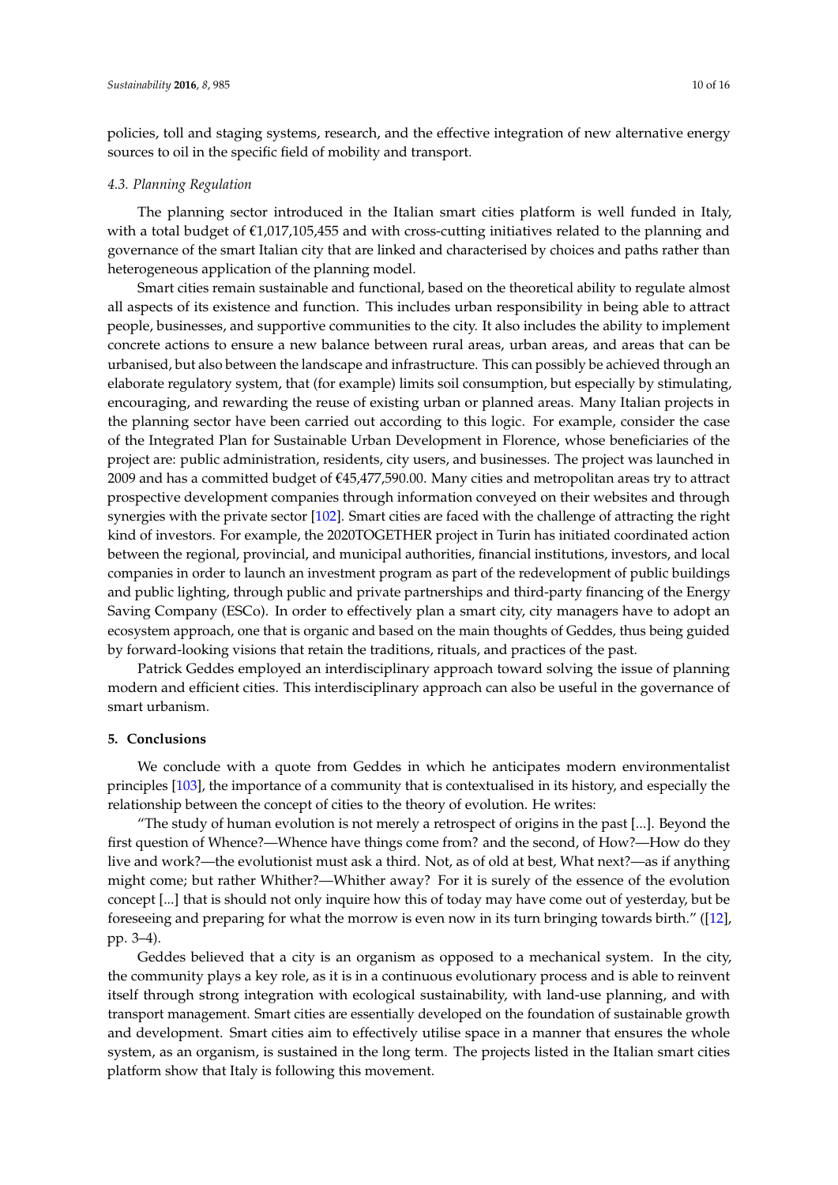policies, toll and staging systems, research, and the effective integration of new alternative energy sources to oil in the specific field of mobility and transport.

### *4.3. Planning Regulation*

The planning sector introduced in the Italian smart cities platform is well funded in Italy, with a total budget of €1,017,105,455 and with cross-cutting initiatives related to the planning and governance of the smart Italian city that are linked and characterised by choices and paths rather than heterogeneous application of the planning model.

Smart cities remain sustainable and functional, based on the theoretical ability to regulate almost all aspects of its existence and function. This includes urban responsibility in being able to attract people, businesses, and supportive communities to the city. It also includes the ability to implement concrete actions to ensure a new balance between rural areas, urban areas, and areas that can be urbanised, but also between the landscape and infrastructure. This can possibly be achieved through an elaborate regulatory system, that (for example) limits soil consumption, but especially by stimulating, encouraging, and rewarding the reuse of existing urban or planned areas. Many Italian projects in the planning sector have been carried out according to this logic. For example, consider the case of the Integrated Plan for Sustainable Urban Development in Florence, whose beneficiaries of the project are: public administration, residents, city users, and businesses. The project was launched in 2009 and has a committed budget of €45,477,590.00. Many cities and metropolitan areas try to attract prospective development companies through information conveyed on their websites and through synergies with the private sector [102]. Smart cities are faced with the challenge of attracting the right kind of investors. For example, the 2020TOGETHER project in Turin has initiated coordinated action between the regional, provincial, and municipal authorities, financial institutions, investors, and local companies in order to launch an investment program as part of the redevelopment of public buildings and public lighting, through public and private partnerships and third-party financing of the Energy Saving Company (ESCo). In order to effectively plan a smart city, city managers have to adopt an ecosystem approach, one that is organic and based on the main thoughts of Geddes, thus being guided by forward-looking visions that retain the traditions, rituals, and practices of the past.

Patrick Geddes employed an interdisciplinary approach toward solving the issue of planning modern and efficient cities. This interdisciplinary approach can also be useful in the governance of smart urbanism.

## 5. Conclusions

We conclude with a quote from Geddes in which he anticipates modern environmentalist principles [103], the importance of a community that is contextualised in its history, and especially the relationship between the concept of cities to the theory of evolution. He writes:

"The study of human evolution is not merely a retrospect of origins in the past [...]. Beyond the first question of Whence?—Whence have things come from? and the second, of How?—How do they live and work?—the evolutionist must ask a third. Not, as of old at best, What next?—as if anything might come; but rather Whither?—Whither away? For it is surely of the essence of the evolution concept [...] that is should not only inquire how this of today may have come out of yesterday, but be foreseeing and preparing for what the morrow is even now in its turn bringing towards birth." ([12], pp. 3–4).

Geddes believed that a city is an organism as opposed to a mechanical system. In the city, the community plays a key role, as it is in a continuous evolutionary process and is able to reinvent itself through strong integration with ecological sustainability, with land-use planning, and with transport management. Smart cities are essentially developed on the foundation of sustainable growth and development. Smart cities aim to effectively utilise space in a manner that ensures the whole system, as an organism, is sustained in the long term. The projects listed in the Italian smart cities platform show that Italy is following this movement.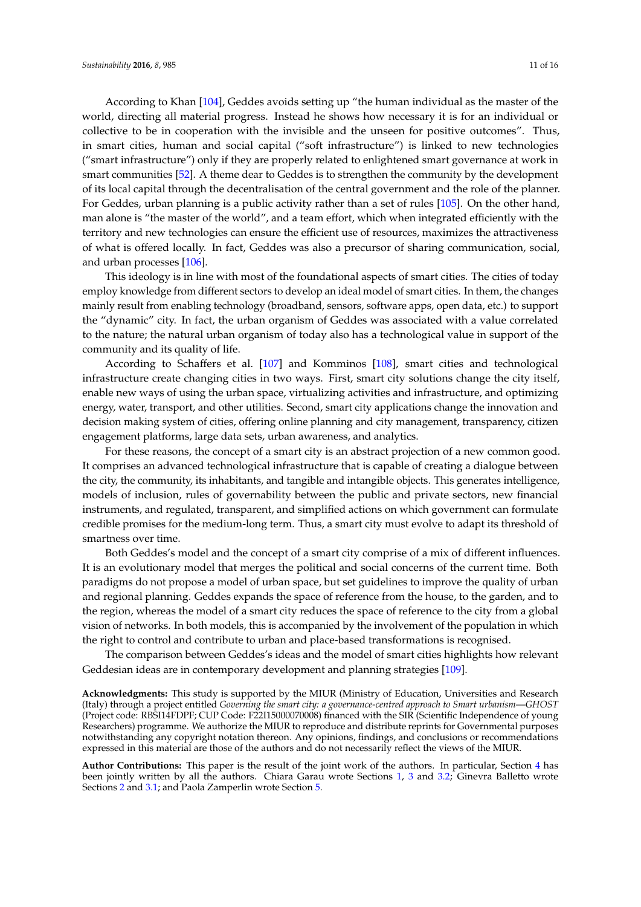According to Khan [104], Geddes avoids setting up "the human individual as the master of the world, directing all material progress. Instead he shows how necessary it is for an individual or collective to be in cooperation with the invisible and the unseen for positive outcomes". Thus, in smart cities, human and social capital ("soft infrastructure") is linked to new technologies ("smart infrastructure") only if they are properly related to enlightened smart governance at work in smart communities [52]. A theme dear to Geddes is to strengthen the community by the development of its local capital through the decentralisation of the central government and the role of the planner. For Geddes, urban planning is a public activity rather than a set of rules [105]. On the other hand, man alone is "the master of the world", and a team effort, which when integrated efficiently with the territory and new technologies can ensure the efficient use of resources, maximizes the attractiveness of what is offered locally. In fact, Geddes was also a precursor of sharing communication, social, and urban processes [106].

This ideology is in line with most of the foundational aspects of smart cities. The cities of today employ knowledge from different sectors to develop an ideal model of smart cities. In them, the changes mainly result from enabling technology (broadband, sensors, software apps, open data, etc.) to support the "dynamic" city. In fact, the urban organism of Geddes was associated with a value correlated to the nature; the natural urban organism of today also has a technological value in support of the community and its quality of life.

According to Schaffers et al. [107] and Komminos [108], smart cities and technological infrastructure create changing cities in two ways. First, smart city solutions change the city itself, enable new ways of using the urban space, virtualizing activities and infrastructure, and optimizing energy, water, transport, and other utilities. Second, smart city applications change the innovation and decision making system of cities, offering online planning and city management, transparency, citizen engagement platforms, large data sets, urban awareness, and analytics.

For these reasons, the concept of a smart city is an abstract projection of a new common good. It comprises an advanced technological infrastructure that is capable of creating a dialogue between the city, the community, its inhabitants, and tangible and intangible objects. This generates intelligence, models of inclusion, rules of governability between the public and private sectors, new financial instruments, and regulated, transparent, and simplified actions on which government can formulate credible promises for the medium-long term. Thus, a smart city must evolve to adapt its threshold of smartness over time.

Both Geddes's model and the concept of a smart city comprise of a mix of different influences. It is an evolutionary model that merges the political and social concerns of the current time. Both paradigms do not propose a model of urban space, but set guidelines to improve the quality of urban and regional planning. Geddes expands the space of reference from the house, to the garden, and to the region, whereas the model of a smart city reduces the space of reference to the city from a global vision of networks. In both models, this is accompanied by the involvement of the population in which the right to control and contribute to urban and place-based transformations is recognised.

The comparison between Geddes's ideas and the model of smart cities highlights how relevant Geddesian ideas are in contemporary development and planning strategies [109].

**Acknowledgments:** This study is supported by the MIUR (Ministry of Education, Universities and Research (Italy) through a project entitled *Governing the smart city: a governance-centred approach to Smart urbanism—GHOST* (Project code: RBSI14FDPF; CUP Code: F22I15000070008) financed with the SIR (Scientific Independence of young Researchers) programme. We authorize the MIUR to reproduce and distribute reprints for Governmental purposes notwithstanding any copyright notation thereon. Any opinions, findings, and conclusions or recommendations expressed in this material are those of the authors and do not necessarily reflect the views of the MIUR.

**Author Contributions:** This paper is the result of the joint work of the authors. In particular, Section 4 has been jointly written by all the authors. Chiara Garau wrote Sections 1, 3 and 3.2; Ginevra Balletto wrote Sections 2 and 3.1; and Paola Zamperlin wrote Section 5.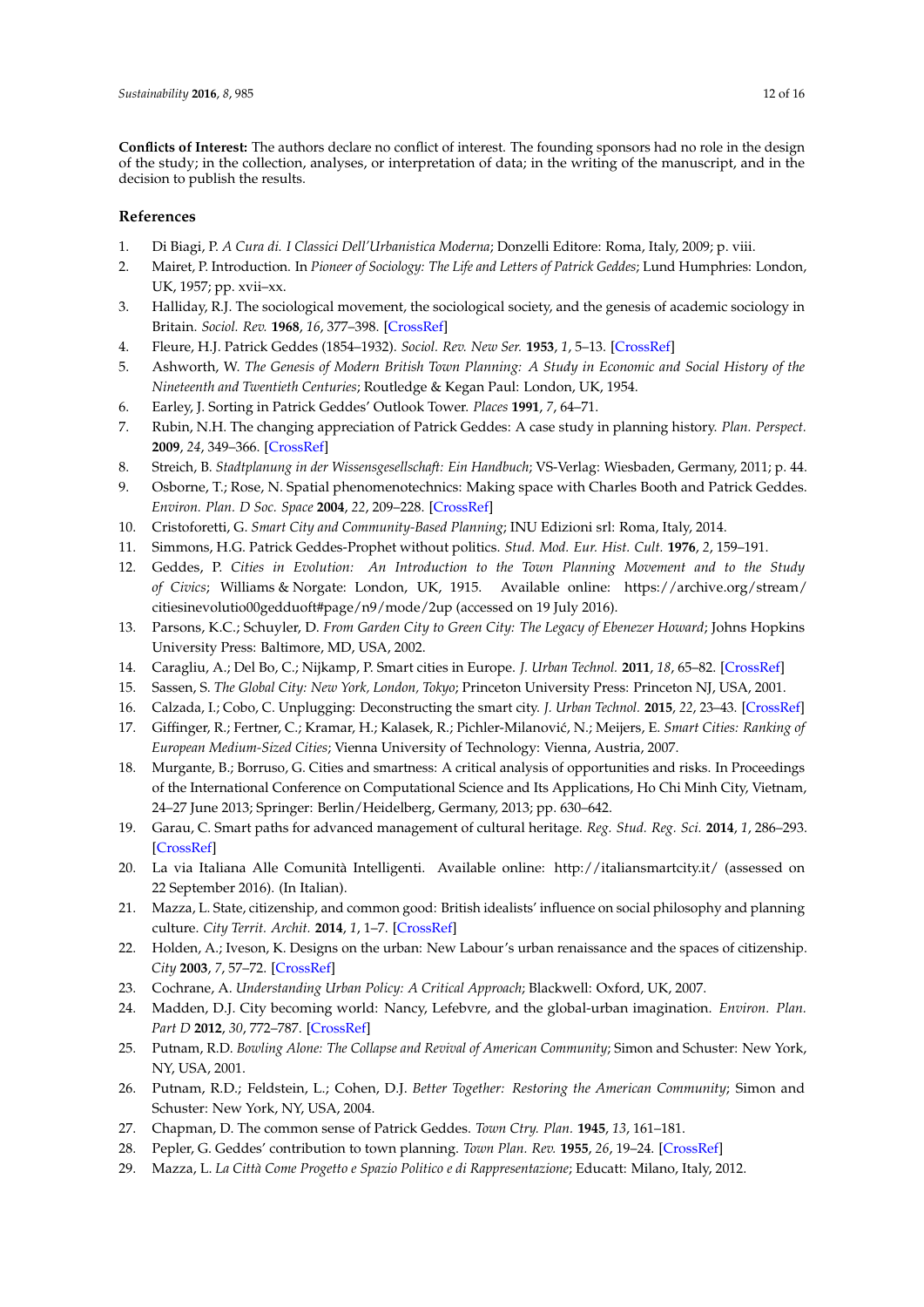**Conflicts of Interest:** The authors declare no conflict of interest. The founding sponsors had no role in the design of the study; in the collection, analyses, or interpretation of data; in the writing of the manuscript, and in the decision to publish the results.

## References

1. Di Biagi, P. *A Cura di. I Classici Dell'Urbanistica Moderna*; Donzelli Editore: Roma, Italy, 2009; p. viii.
2. Mairet, P. Introduction. In *Pioneer of Sociology: The Life and Letters of Patrick Geddes*; Lund Humphries: London, UK, 1957; pp. xvii–xx.
3. Halliday, R.J. The sociological movement, the sociological society, and the genesis of academic sociology in Britain. *Sociol. Rev.* **1968**, *16*, 377–398. [CrossRef]
4. Fleure, H.J. Patrick Geddes (1854–1932). *Sociol. Rev. New Ser.* **1953**, *1*, 5–13. [CrossRef]
5. Ashworth, W. *The Genesis of Modern British Town Planning: A Study in Economic and Social History of the Nineteenth and Twentieth Centuries*; Routledge & Kegan Paul: London, UK, 1954.
6. Earley, J. Sorting in Patrick Geddes' Outlook Tower. *Places* **1991**, *7*, 64–71.
7. Rubin, N.H. The changing appreciation of Patrick Geddes: A case study in planning history. *Plan. Perspect.* **2009**, *24*, 349–366. [CrossRef]
8. Streich, B. *Stadtplanung in der Wissensgesellschaft: Ein Handbuch*; VS-Verlag: Wiesbaden, Germany, 2011; p. 44.
9. Osborne, T.; Rose, N. Spatial phenomenotechnics: Making space with Charles Booth and Patrick Geddes. *Environ. Plan. D Soc. Space* **2004**, *22*, 209–228. [CrossRef]
10. Cristoforetti, G. *Smart City and Community-Based Planning*; INU Edizioni srl: Roma, Italy, 2014.
11. Simmons, H.G. Patrick Geddes-Prophet without politics. *Stud. Mod. Eur. Hist. Cult.* **1976**, *2*, 159–191.
12. Geddes, P. *Cities in Evolution: An Introduction to the Town Planning Movement and to the Study of Civics*; Williams & Norgate: London, UK, 1915. Available online: https://archive.org/stream/citiesinevolutio00gedduoft#page/n9/mode/2up (accessed on 19 July 2016).
13. Parsons, K.C.; Schuyler, D. *From Garden City to Green City: The Legacy of Ebenezer Howard*; Johns Hopkins University Press: Baltimore, MD, USA, 2002.
14. Caragliu, A.; Del Bo, C.; Nijkamp, P. Smart cities in Europe. *J. Urban Technol.* **2011**, *18*, 65–82. [CrossRef]
15. Sassen, S. *The Global City: New York, London, Tokyo*; Princeton University Press: Princeton NJ, USA, 2001.
16. Calzada, I.; Cobo, C. Unplugging: Deconstructing the smart city. *J. Urban Technol.* **2015**, *22*, 23–43. [CrossRef]
17. Giffinger, R.; Fertner, C.; Kramar, H.; Kalasek, R.; Pichler-Milanović, N.; Meijers, E. *Smart Cities: Ranking of European Medium-Sized Cities*; Vienna University of Technology: Vienna, Austria, 2007.
18. Murgante, B.; Borruso, G. Cities and smartness: A critical analysis of opportunities and risks. In Proceedings of the International Conference on Computational Science and Its Applications, Ho Chi Minh City, Vietnam, 24–27 June 2013; Springer: Berlin/Heidelberg, Germany, 2013; pp. 630–642.
19. Garau, C. Smart paths for advanced management of cultural heritage. *Reg. Stud. Reg. Sci.* **2014**, *1*, 286–293. [CrossRef]
20. La via Italiana Alle Comunità Intelligenti. Available online: http://italiansmartcity.it/ (assessed on 22 September 2016). (In Italian).
21. Mazza, L. State, citizenship, and common good: British idealists' influence on social philosophy and planning culture. *City Territ. Archit.* **2014**, *1*, 1–7. [CrossRef]
22. Holden, A.; Iveson, K. Designs on the urban: New Labour's urban renaissance and the spaces of citizenship. *City* **2003**, *7*, 57–72. [CrossRef]
23. Cochrane, A. *Understanding Urban Policy: A Critical Approach*; Blackwell: Oxford, UK, 2007.
24. Madden, D.J. City becoming world: Nancy, Lefebvre, and the global-urban imagination. *Environ. Plan. Part D* **2012**, *30*, 772–787. [CrossRef]
25. Putnam, R.D. *Bowling Alone: The Collapse and Revival of American Community*; Simon and Schuster: New York, NY, USA, 2001.
26. Putnam, R.D.; Feldstein, L.; Cohen, D.J. *Better Together: Restoring the American Community*; Simon and Schuster: New York, NY, USA, 2004.
27. Chapman, D. The common sense of Patrick Geddes. *Town Ctry. Plan.* **1945**, *13*, 161–181.
28. Pepler, G. Geddes' contribution to town planning. *Town Plan. Rev.* **1955**, *26*, 19–24. [CrossRef]
29. Mazza, L. *La Città Come Progetto e Spazio Politico e di Rappresentazione*; Educatt: Milano, Italy, 2012.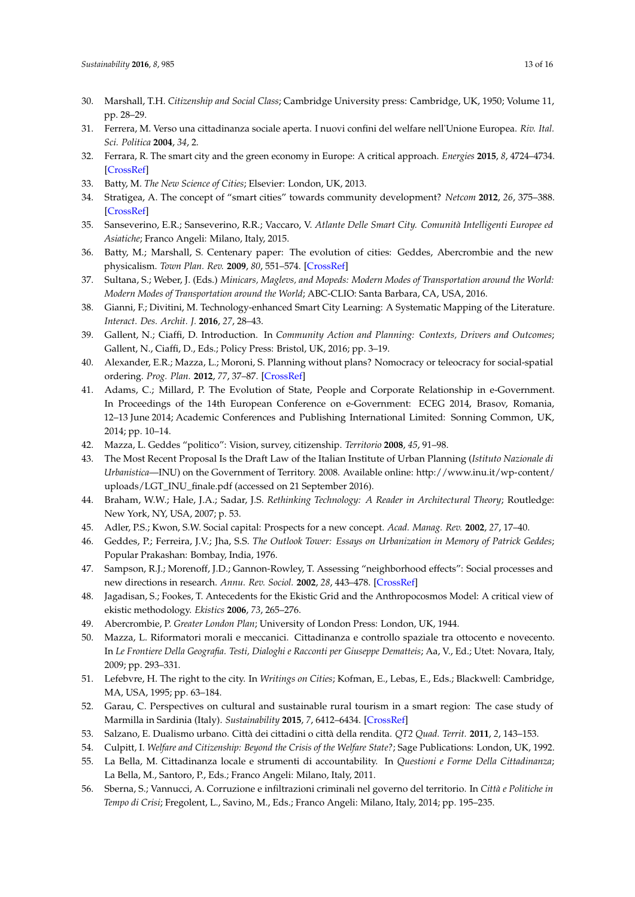30. Marshall, T.H. *Citizenship and Social Class*; Cambridge University press: Cambridge, UK, 1950; Volume 11, pp. 28–29.
31. Ferrera, M. Verso una cittadinanza sociale aperta. I nuovi confini del welfare nell'Unione Europea. *Riv. Ital. Sci. Politica* **2004**, *34*, 2.
32. Ferrara, R. The smart city and the green economy in Europe: A critical approach. *Energies* **2015**, *8*, 4724–4734. [CrossRef]
33. Batty, M. *The New Science of Cities*; Elsevier: London, UK, 2013.
34. Stratigea, A. The concept of "smart cities" towards community development? *Netcom* **2012**, *26*, 375–388. [CrossRef]
35. Sanseverino, E.R.; Sanseverino, R.R.; Vaccaro, V. *Atlante Delle Smart City. Comunità Intelligenti Europee ed Asiatiche*; Franco Angeli: Milano, Italy, 2015.
36. Batty, M.; Marshall, S. Centenary paper: The evolution of cities: Geddes, Abercrombie and the new physicalism. *Town Plan. Rev.* **2009**, *80*, 551–574. [CrossRef]
37. Sultana, S.; Weber, J. (Eds.) *Minicars, Maglevs, and Mopeds: Modern Modes of Transportation around the World: Modern Modes of Transportation around the World*; ABC-CLIO: Santa Barbara, CA, USA, 2016.
38. Gianni, F.; Divitini, M. Technology-enhanced Smart City Learning: A Systematic Mapping of the Literature. *Interact. Des. Archit. J.* **2016**, *27*, 28–43.
39. Gallent, N.; Ciaffi, D. Introduction. In *Community Action and Planning: Contexts, Drivers and Outcomes*; Gallent, N., Ciaffi, D., Eds.; Policy Press: Bristol, UK, 2016; pp. 3–19.
40. Alexander, E.R.; Mazza, L.; Moroni, S. Planning without plans? Nomocracy or teleocracy for social-spatial ordering. *Prog. Plan.* **2012**, *77*, 37–87. [CrossRef]
41. Adams, C.; Millard, P. The Evolution of State, People and Corporate Relationship in e-Government. In Proceedings of the 14th European Conference on e-Government: ECEG 2014, Brasov, Romania, 12–13 June 2014; Academic Conferences and Publishing International Limited: Sonning Common, UK, 2014; pp. 10–14.
42. Mazza, L. Geddes "politico": Vision, survey, citizenship. *Territorio* **2008**, *45*, 91–98.
43. The Most Recent Proposal Is the Draft Law of the Italian Institute of Urban Planning (*Istituto Nazionale di Urbanistica*—INU) on the Government of Territory. 2008. Available online: http://www.inu.it/wp-content/uploads/LGT_INU_finale.pdf (accessed on 21 September 2016).
44. Braham, W.W.; Hale, J.A.; Sadar, J.S. *Rethinking Technology: A Reader in Architectural Theory*; Routledge: New York, NY, USA, 2007; p. 53.
45. Adler, P.S.; Kwon, S.W. Social capital: Prospects for a new concept. *Acad. Manag. Rev.* **2002**, *27*, 17–40.
46. Geddes, P.; Ferreira, J.V.; Jha, S.S. *The Outlook Tower: Essays on Urbanization in Memory of Patrick Geddes*; Popular Prakashan: Bombay, India, 1976.
47. Sampson, R.J.; Morenoff, J.D.; Gannon-Rowley, T. Assessing "neighborhood effects": Social processes and new directions in research. *Annu. Rev. Sociol.* **2002**, *28*, 443–478. [CrossRef]
48. Jagadisan, S.; Fookes, T. Antecedents for the Ekistic Grid and the Anthropocosmos Model: A critical view of ekistic methodology. *Ekistics* **2006**, *73*, 265–276.
49. Abercrombie, P. *Greater London Plan*; University of London Press: London, UK, 1944.
50. Mazza, L. Riformatori morali e meccanici. Cittadinanza e controllo spaziale tra ottocento e novecento. In *Le Frontiere Della Geografia. Testi, Dialoghi e Racconti per Giuseppe Dematteis*; Aa, V., Ed.; Utet: Novara, Italy, 2009; pp. 293–331.
51. Lefebvre, H. The right to the city. In *Writings on Cities*; Kofman, E., Lebas, E., Eds.; Blackwell: Cambridge, MA, USA, 1995; pp. 63–184.
52. Garau, C. Perspectives on cultural and sustainable rural tourism in a smart region: The case study of Marmilla in Sardinia (Italy). *Sustainability* **2015**, *7*, 6412–6434. [CrossRef]
53. Salzano, E. Dualismo urbano. Città dei cittadini o città della rendita. *QT2 Quad. Territ.* **2011**, *2*, 143–153.
54. Culpitt, I. *Welfare and Citizenship: Beyond the Crisis of the Welfare State?*; Sage Publications: London, UK, 1992.
55. La Bella, M. Cittadinanza locale e strumenti di accountability. In *Questioni e Forme Della Cittadinanza*; La Bella, M., Santoro, P., Eds.; Franco Angeli: Milano, Italy, 2011.
56. Sberna, S.; Vannucci, A. Corruzione e infiltrazioni criminali nel governo del territorio. In *Città e Politiche in Tempo di Crisi*; Fregolent, L., Savino, M., Eds.; Franco Angeli: Milano, Italy, 2014; pp. 195–235.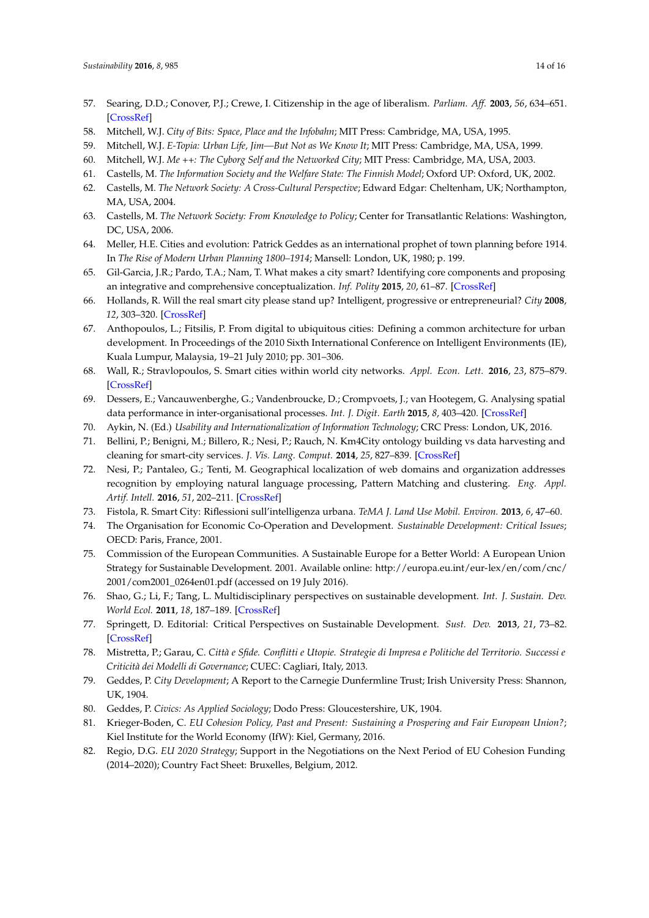57. Searing, D.D.; Conover, P.J.; Crewe, I. Citizenship in the age of liberalism. *Parliam. Aff.* **2003**, *56*, 634–651. [CrossRef]
58. Mitchell, W.J. *City of Bits: Space, Place and the Infobahn*; MIT Press: Cambridge, MA, USA, 1995.
59. Mitchell, W.J. *E-Topia: Urban Life, Jim—But Not as We Know It*; MIT Press: Cambridge, MA, USA, 1999.
60. Mitchell, W.J. *Me ++: The Cyborg Self and the Networked City*; MIT Press: Cambridge, MA, USA, 2003.
61. Castells, M. *The Information Society and the Welfare State: The Finnish Model*; Oxford UP: Oxford, UK, 2002.
62. Castells, M. *The Network Society: A Cross-Cultural Perspective*; Edward Edgar: Cheltenham, UK; Northampton, MA, USA, 2004.
63. Castells, M. *The Network Society: From Knowledge to Policy*; Center for Transatlantic Relations: Washington, DC, USA, 2006.
64. Meller, H.E. Cities and evolution: Patrick Geddes as an international prophet of town planning before 1914. In *The Rise of Modern Urban Planning 1800–1914*; Mansell: London, UK, 1980; p. 199.
65. Gil-Garcia, J.R.; Pardo, T.A.; Nam, T. What makes a city smart? Identifying core components and proposing an integrative and comprehensive conceptualization. *Inf. Polity* **2015**, *20*, 61–87. [CrossRef]
66. Hollands, R. Will the real smart city please stand up? Intelligent, progressive or entrepreneurial? *City* **2008**, *12*, 303–320. [CrossRef]
67. Anthopoulos, L.; Fitsilis, P. From digital to ubiquitous cities: Defining a common architecture for urban development. In Proceedings of the 2010 Sixth International Conference on Intelligent Environments (IE), Kuala Lumpur, Malaysia, 19–21 July 2010; pp. 301–306.
68. Wall, R.; Stravlopoulos, S. Smart cities within world city networks. *Appl. Econ. Lett.* **2016**, *23*, 875–879. [CrossRef]
69. Dessers, E.; Vancauwenberghe, G.; Vandenbroucke, D.; Crompvoets, J.; van Hootegem, G. Analysing spatial data performance in inter-organisational processes. *Int. J. Digit. Earth* **2015**, *8*, 403–420. [CrossRef]
70. Aykin, N. (Ed.) *Usability and Internationalization of Information Technology*; CRC Press: London, UK, 2016.
71. Bellini, P.; Benigni, M.; Billero, R.; Nesi, P.; Rauch, N. Km4City ontology building vs data harvesting and cleaning for smart-city services. *J. Vis. Lang. Comput.* **2014**, *25*, 827–839. [CrossRef]
72. Nesi, P.; Pantaleo, G.; Tenti, M. Geographical localization of web domains and organization addresses recognition by employing natural language processing, Pattern Matching and clustering. *Eng. Appl. Artif. Intell.* **2016**, *51*, 202–211. [CrossRef]
73. Fistola, R. Smart City: Riflessioni sull'intelligenza urbana. *TeMA J. Land Use Mobil. Environ.* **2013**, *6*, 47–60.
74. The Organisation for Economic Co-Operation and Development. *Sustainable Development: Critical Issues*; OECD: Paris, France, 2001.
75. Commission of the European Communities. A Sustainable Europe for a Better World: A European Union Strategy for Sustainable Development. 2001. Available online: http://europa.eu.int/eur-lex/en/com/cnc/2001/com2001_0264en01.pdf (accessed on 19 July 2016).
76. Shao, G.; Li, F.; Tang, L. Multidisciplinary perspectives on sustainable development. *Int. J. Sustain. Dev. World Ecol.* **2011**, *18*, 187–189. [CrossRef]
77. Springett, D. Editorial: Critical Perspectives on Sustainable Development. *Sust. Dev.* **2013**, *21*, 73–82. [CrossRef]
78. Mistretta, P.; Garau, C. *Città e Sfide. Conflitti e Utopie. Strategie di Impresa e Politiche del Territorio. Successi e Criticità dei Modelli di Governance*; CUEC: Cagliari, Italy, 2013.
79. Geddes, P. *City Development*; A Report to the Carnegie Dunfermline Trust; Irish University Press: Shannon, UK, 1904.
80. Geddes, P. *Civics: As Applied Sociology*; Dodo Press: Gloucestershire, UK, 1904.
81. Krieger-Boden, C. *EU Cohesion Policy, Past and Present: Sustaining a Prospering and Fair European Union?*; Kiel Institute for the World Economy (IfW): Kiel, Germany, 2016.
82. Regio, D.G. *EU 2020 Strategy*; Support in the Negotiations on the Next Period of EU Cohesion Funding (2014–2020); Country Fact Sheet: Bruxelles, Belgium, 2012.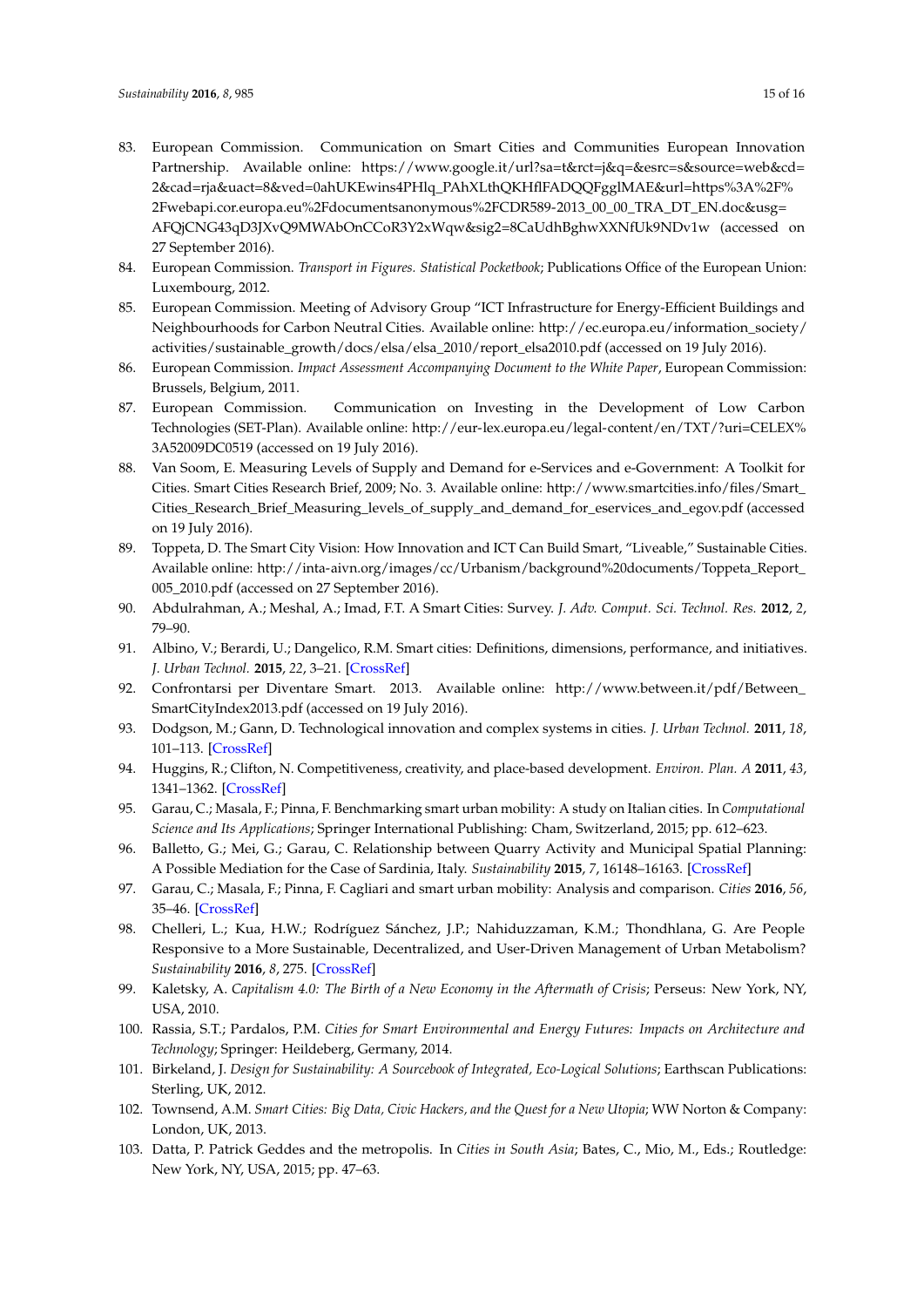83. European Commission. Communication on Smart Cities and Communities European Innovation Partnership. Available online: https://www.google.it/url?sa=t&rct=j&q=&esrc=s&source=web&cd=2&cad=rja&uact=8&ved=0ahUKEwins4PHlq_PAhXLthQKHflFADQQFgglMAE&url=https%3A%2F%2Fwebapi.cor.europa.eu%2Fdocumentsanonymous%2FCDR589-2013_00_00_TRA_DT_EN.doc&usg=AFQjCNG43qD3JXvQ9MWAbOnCCoR3Y2xWqw&sig2=8CaUdhBghwXXNfUk9NDv1w (accessed on 27 September 2016).
84. European Commission. *Transport in Figures. Statistical Pocketbook*; Publications Office of the European Union: Luxembourg, 2012.
85. European Commission. Meeting of Advisory Group "ICT Infrastructure for Energy-Efficient Buildings and Neighbourhoods for Carbon Neutral Cities. Available online: http://ec.europa.eu/information_society/activities/sustainable_growth/docs/elsa/elsa_2010/report_elsa2010.pdf (accessed on 19 July 2016).
86. European Commission. *Impact Assessment Accompanying Document to the White Paper*, European Commission: Brussels, Belgium, 2011.
87. European Commission. Communication on Investing in the Development of Low Carbon Technologies (SET-Plan). Available online: http://eur-lex.europa.eu/legal-content/en/TXT/?uri=CELEX%3A52009DC0519 (accessed on 19 July 2016).
88. Van Soom, E. Measuring Levels of Supply and Demand for e-Services and e-Government: A Toolkit for Cities. Smart Cities Research Brief, 2009; No. 3. Available online: http://www.smartcities.info/files/Smart_Cities_Research_Brief_Measuring_levels_of_supply_and_demand_for_eservices_and_egov.pdf (accessed on 19 July 2016).
89. Toppeta, D. The Smart City Vision: How Innovation and ICT Can Build Smart, "Liveable," Sustainable Cities. Available online: http://inta-aivn.org/images/cc/Urbanism/background%20documents/Toppeta_Report_005_2010.pdf (accessed on 27 September 2016).
90. Abdulrahman, A.; Meshal, A.; Imad, F.T. A Smart Cities: Survey. *J. Adv. Comput. Sci. Technol. Res.* **2012**, *2*, 79–90.
91. Albino, V.; Berardi, U.; Dangelico, R.M. Smart cities: Definitions, dimensions, performance, and initiatives. *J. Urban Technol.* **2015**, *22*, 3–21. [CrossRef]
92. Confrontarsi per Diventare Smart. 2013. Available online: http://www.between.it/pdf/Between_SmartCityIndex2013.pdf (accessed on 19 July 2016).
93. Dodgson, M.; Gann, D. Technological innovation and complex systems in cities. *J. Urban Technol.* **2011**, *18*, 101–113. [CrossRef]
94. Huggins, R.; Clifton, N. Competitiveness, creativity, and place-based development. *Environ. Plan. A* **2011**, *43*, 1341–1362. [CrossRef]
95. Garau, C.; Masala, F.; Pinna, F. Benchmarking smart urban mobility: A study on Italian cities. In *Computational Science and Its Applications*; Springer International Publishing: Cham, Switzerland, 2015; pp. 612–623.
96. Balletto, G.; Mei, G.; Garau, C. Relationship between Quarry Activity and Municipal Spatial Planning: A Possible Mediation for the Case of Sardinia, Italy. *Sustainability* **2015**, *7*, 16148–16163. [CrossRef]
97. Garau, C.; Masala, F.; Pinna, F. Cagliari and smart urban mobility: Analysis and comparison. *Cities* **2016**, *56*, 35–46. [CrossRef]
98. Chelleri, L.; Kua, H.W.; Rodríguez Sánchez, J.P.; Nahiduzzaman, K.M.; Thondhlana, G. Are People Responsive to a More Sustainable, Decentralized, and User-Driven Management of Urban Metabolism? *Sustainability* **2016**, *8*, 275. [CrossRef]
99. Kaletsky, A. *Capitalism 4.0: The Birth of a New Economy in the Aftermath of Crisis*; Perseus: New York, NY, USA, 2010.
100. Rassia, S.T.; Pardalos, P.M. *Cities for Smart Environmental and Energy Futures: Impacts on Architecture and Technology*; Springer: Heildeberg, Germany, 2014.
101. Birkeland, J. *Design for Sustainability: A Sourcebook of Integrated, Eco-Logical Solutions*; Earthscan Publications: Sterling, UK, 2012.
102. Townsend, A.M. *Smart Cities: Big Data, Civic Hackers, and the Quest for a New Utopia*; WW Norton & Company: London, UK, 2013.
103. Datta, P. Patrick Geddes and the metropolis. In *Cities in South Asia*; Bates, C., Mio, M., Eds.; Routledge: New York, NY, USA, 2015; pp. 47–63.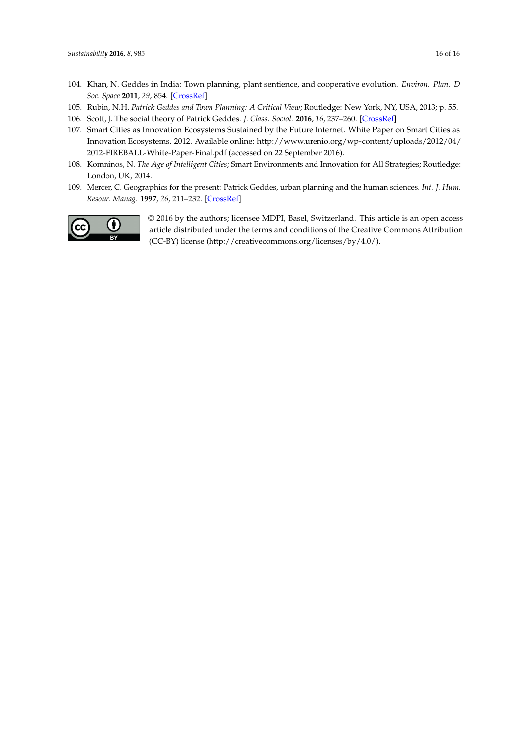104. Khan, N. Geddes in India: Town planning, plant sentience, and cooperative evolution. *Environ. Plan. D Soc. Space* **2011**, *29*, 854. [CrossRef]
105. Rubin, N.H. *Patrick Geddes and Town Planning: A Critical View*; Routledge: New York, NY, USA, 2013; p. 55.
106. Scott, J. The social theory of Patrick Geddes. *J. Class. Sociol.* **2016**, *16*, 237–260. [CrossRef]
107. Smart Cities as Innovation Ecosystems Sustained by the Future Internet. White Paper on Smart Cities as Innovation Ecosystems. 2012. Available online: http://www.urenio.org/wp-content/uploads/2012/04/2012-FIREBALL-White-Paper-Final.pdf (accessed on 22 September 2016).
108. Komninos, N. *The Age of Intelligent Cities*; Smart Environments and Innovation for All Strategies; Routledge: London, UK, 2014.
109. Mercer, C. Geographics for the present: Patrick Geddes, urban planning and the human sciences. *Int. J. Hum. Resour. Manag.* **1997**, *26*, 211–232. [CrossRef]

© 2016 by the authors; licensee MDPI, Basel, Switzerland. This article is an open access article distributed under the terms and conditions of the Creative Commons Attribution (CC-BY) license (http://creativecommons.org/licenses/by/4.0/).